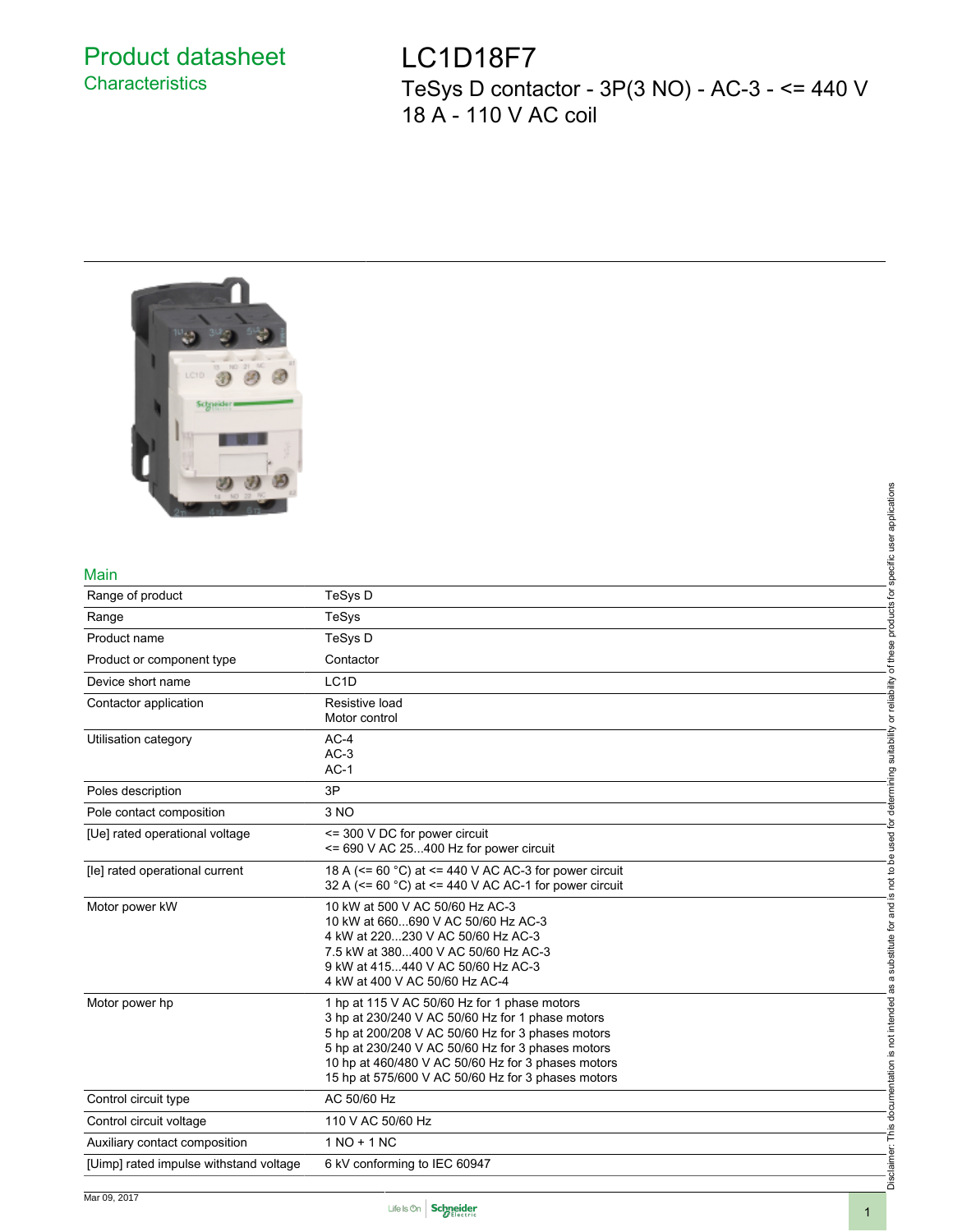# Product datasheet

## Characteristics

# LC1D18F7

TeSys D contactor - 3P(3 NO) - AC-3 - <= 440 V 18 A - 110 V AC coil

## Main

| | |
|---|---|
| Range of product | TeSys D |
| Range | TeSys |
| Product name | TeSys D |
| Product or component type | Contactor |
| Device short name | LC1D |
| Contactor application | Resistive load<br>Motor control |
| Utilisation category | AC-4<br>AC-3<br>AC-1 |
| Poles description | 3P |
| Pole contact composition | 3 NO |
| [Ue] rated operational voltage | <= 300 V DC for power circuit<br><= 690 V AC 25...400 Hz for power circuit |
| [Ie] rated operational current | 18 A (<= 60 °C) at <= 440 V AC AC-3 for power circuit<br>32 A (<= 60 °C) at <= 440 V AC AC-1 for power circuit |
| Motor power kW | 10 kW at 500 V AC 50/60 Hz AC-3<br>10 kW at 660...690 V AC 50/60 Hz AC-3<br>4 kW at 220...230 V AC 50/60 Hz AC-3<br>7.5 kW at 380...400 V AC 50/60 Hz AC-3<br>9 kW at 415...440 V AC 50/60 Hz AC-3<br>4 kW at 400 V AC 50/60 Hz AC-4 |
| Motor power hp | 1 hp at 115 V AC 50/60 Hz for 1 phase motors<br>3 hp at 230/240 V AC 50/60 Hz for 1 phase motors<br>5 hp at 200/208 V AC 50/60 Hz for 3 phases motors<br>5 hp at 230/240 V AC 50/60 Hz for 3 phases motors<br>10 hp at 460/480 V AC 50/60 Hz for 3 phases motors<br>15 hp at 575/600 V AC 50/60 Hz for 3 phases motors |
| Control circuit type | AC 50/60 Hz |
| Control circuit voltage | 110 V AC 50/60 Hz |
| Auxiliary contact composition | 1 NO + 1 NC |
| [Uimp] rated impulse withstand voltage | 6 kV conforming to IEC 60947 |

Disclaimer: This documentation is not intended as a substitute for and is not to be used for determining suitability or reliability of these products for specific user applications

Mar 09, 2017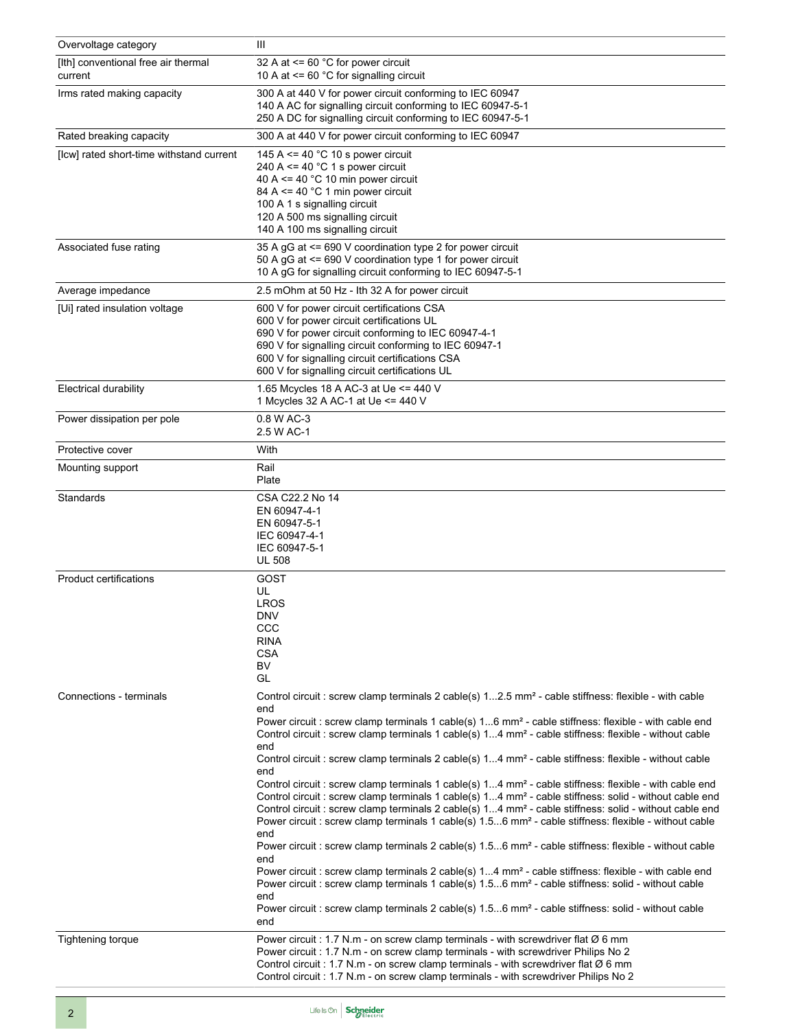| | |
|---|---|
| Overvoltage category | III |
| [Ith] conventional free air thermal current | 32 A at <= 60 °C for power circuit<br>10 A at <= 60 °C for signalling circuit |
| Irms rated making capacity | 300 A at 440 V for power circuit conforming to IEC 60947<br>140 A AC for signalling circuit conforming to IEC 60947-5-1<br>250 A DC for signalling circuit conforming to IEC 60947-5-1 |
| Rated breaking capacity | 300 A at 440 V for power circuit conforming to IEC 60947 |
| [Icw] rated short-time withstand current | 145 A <= 40 °C 10 s power circuit<br>240 A <= 40 °C 1 s power circuit<br>40 A <= 40 °C 10 min power circuit<br>84 A <= 40 °C 1 min power circuit<br>100 A 1 s signalling circuit<br>120 A 500 ms signalling circuit<br>140 A 100 ms signalling circuit |
| Associated fuse rating | 35 A gG at <= 690 V coordination type 2 for power circuit<br>50 A gG at <= 690 V coordination type 1 for power circuit<br>10 A gG for signalling circuit conforming to IEC 60947-5-1 |
| Average impedance | 2.5 mOhm at 50 Hz - Ith 32 A for power circuit |
| [Ui] rated insulation voltage | 600 V for power circuit certifications CSA<br>600 V for power circuit certifications UL<br>690 V for power circuit conforming to IEC 60947-4-1<br>690 V for signalling circuit conforming to IEC 60947-1<br>600 V for signalling circuit certifications CSA<br>600 V for signalling circuit certifications UL |
| Electrical durability | 1.65 Mcycles 18 A AC-3 at Ue <= 440 V<br>1 Mcycles 32 A AC-1 at Ue <= 440 V |
| Power dissipation per pole | 0.8 W AC-3<br>2.5 W AC-1 |
| Protective cover | With |
| Mounting support | Rail<br>Plate |
| Standards | CSA C22.2 No 14<br>EN 60947-4-1<br>EN 60947-5-1<br>IEC 60947-4-1<br>IEC 60947-5-1<br>UL 508 |
| Product certifications | GOST<br>UL<br>LROS<br>DNV<br>CCC<br>RINA<br>CSA<br>BV<br>GL |
| Connections - terminals | Control circuit : screw clamp terminals 2 cable(s) 1...2.5 mm² - cable stiffness: flexible - with cable end<br>Power circuit : screw clamp terminals 1 cable(s) 1...6 mm² - cable stiffness: flexible - with cable end<br>Control circuit : screw clamp terminals 1 cable(s) 1...4 mm² - cable stiffness: flexible - without cable end<br>Control circuit : screw clamp terminals 2 cable(s) 1...4 mm² - cable stiffness: flexible - without cable end<br>Control circuit : screw clamp terminals 1 cable(s) 1...4 mm² - cable stiffness: flexible - with cable end<br>Control circuit : screw clamp terminals 1 cable(s) 1...4 mm² - cable stiffness: solid - without cable end<br>Control circuit : screw clamp terminals 2 cable(s) 1...4 mm² - cable stiffness: solid - without cable end<br>Power circuit : screw clamp terminals 1 cable(s) 1.5...6 mm² - cable stiffness: flexible - without cable end<br>Power circuit : screw clamp terminals 2 cable(s) 1.5...6 mm² - cable stiffness: flexible - without cable end<br>Power circuit : screw clamp terminals 2 cable(s) 1...4 mm² - cable stiffness: flexible - with cable end<br>Power circuit : screw clamp terminals 1 cable(s) 1.5...6 mm² - cable stiffness: solid - without cable end<br>Power circuit : screw clamp terminals 2 cable(s) 1.5...6 mm² - cable stiffness: solid - without cable end |
| Tightening torque | Power circuit : 1.7 N.m - on screw clamp terminals - with screwdriver flat Ø 6 mm<br>Power circuit : 1.7 N.m - on screw clamp terminals - with screwdriver Philips No 2<br>Control circuit : 1.7 N.m - on screw clamp terminals - with screwdriver flat Ø 6 mm<br>Control circuit : 1.7 N.m - on screw clamp terminals - with screwdriver Philips No 2 |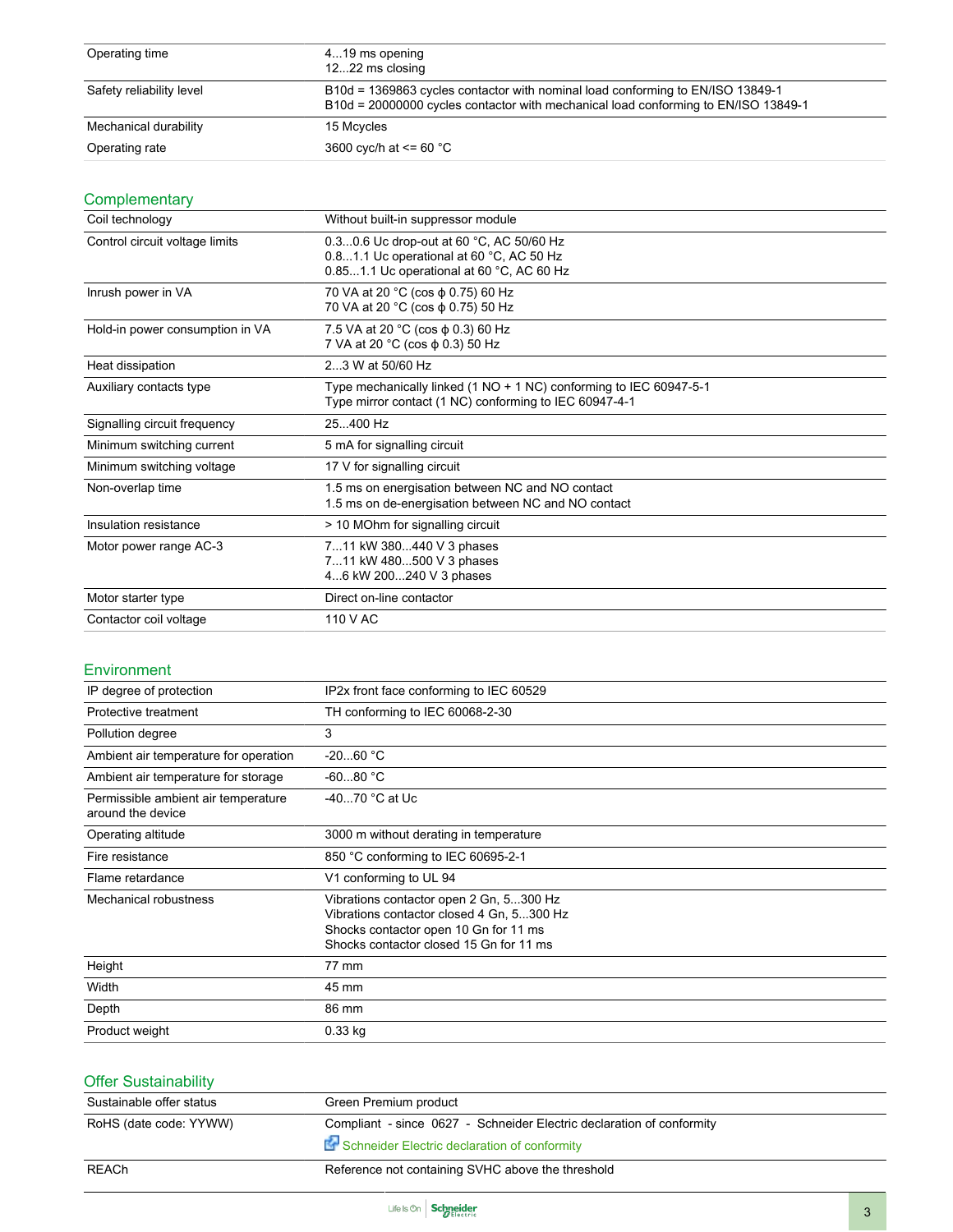| | |
|---|---|
| Operating time | 4...19 ms opening<br>12...22 ms closing |
| Safety reliability level | B10d = 1369863 cycles contactor with nominal load conforming to EN/ISO 13849-1<br>B10d = 20000000 cycles contactor with mechanical load conforming to EN/ISO 13849-1 |
| Mechanical durability | 15 Mcycles |
| Operating rate | 3600 cyc/h at <= 60 °C |

## Complementary

| | |
|---|---|
| Coil technology | Without built-in suppressor module |
| Control circuit voltage limits | 0.3...0.6 Uc drop-out at 60 °C, AC 50/60 Hz<br>0.8...1.1 Uc operational at 60 °C, AC 50 Hz<br>0.85...1.1 Uc operational at 60 °C, AC 60 Hz |
| Inrush power in VA | 70 VA at 20 °C (cos ϕ 0.75) 60 Hz<br>70 VA at 20 °C (cos ϕ 0.75) 50 Hz |
| Hold-in power consumption in VA | 7.5 VA at 20 °C (cos ϕ 0.3) 60 Hz<br>7 VA at 20 °C (cos ϕ 0.3) 50 Hz |
| Heat dissipation | 2...3 W at 50/60 Hz |
| Auxiliary contacts type | Type mechanically linked (1 NO + 1 NC) conforming to IEC 60947-5-1<br>Type mirror contact (1 NC) conforming to IEC 60947-4-1 |
| Signalling circuit frequency | 25...400 Hz |
| Minimum switching current | 5 mA for signalling circuit |
| Minimum switching voltage | 17 V for signalling circuit |
| Non-overlap time | 1.5 ms on energisation between NC and NO contact<br>1.5 ms on de-energisation between NC and NO contact |
| Insulation resistance | > 10 MOhm for signalling circuit |
| Motor power range AC-3 | 7...11 kW 380...440 V 3 phases<br>7...11 kW 480...500 V 3 phases<br>4...6 kW 200...240 V 3 phases |
| Motor starter type | Direct on-line contactor |
| Contactor coil voltage | 110 V AC |

## Environment

| | |
|---|---|
| IP degree of protection | IP2x front face conforming to IEC 60529 |
| Protective treatment | TH conforming to IEC 60068-2-30 |
| Pollution degree | 3 |
| Ambient air temperature for operation | -20...60 °C |
| Ambient air temperature for storage | -60...80 °C |
| Permissible ambient air temperature around the device | -40...70 °C at Uc |
| Operating altitude | 3000 m without derating in temperature |
| Fire resistance | 850 °C conforming to IEC 60695-2-1 |
| Flame retardance | V1 conforming to UL 94 |
| Mechanical robustness | Vibrations contactor open 2 Gn, 5...300 Hz<br>Vibrations contactor closed 4 Gn, 5...300 Hz<br>Shocks contactor open 10 Gn for 11 ms<br>Shocks contactor closed 15 Gn for 11 ms |
| Height | 77 mm |
| Width | 45 mm |
| Depth | 86 mm |
| Product weight | 0.33 kg |

## Offer Sustainability

| | |
|---|---|
| Sustainable offer status | Green Premium product |
| RoHS (date code: YYWW) | Compliant - since 0627 - Schneider Electric declaration of conformity<br>Schneider Electric declaration of conformity |
| REACh | Reference not containing SVHC above the threshold |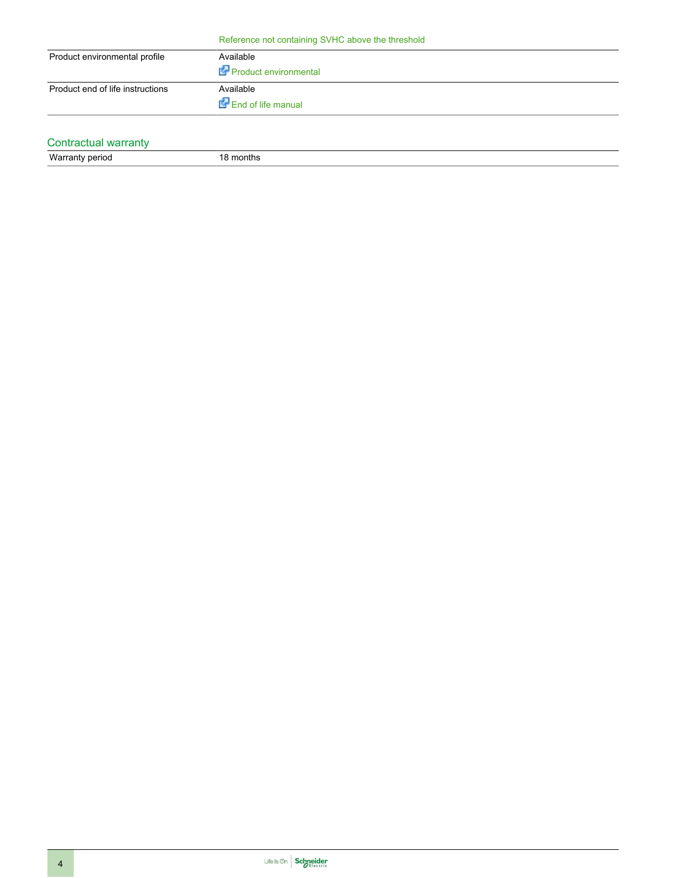| | |
|---|---|
| | Reference not containing SVHC above the threshold |
| Product environmental profile | Available<br>Product environmental |
| Product end of life instructions | Available<br>End of life manual |

## Contractual warranty

| | |
|---|---|
| Warranty period | 18 months |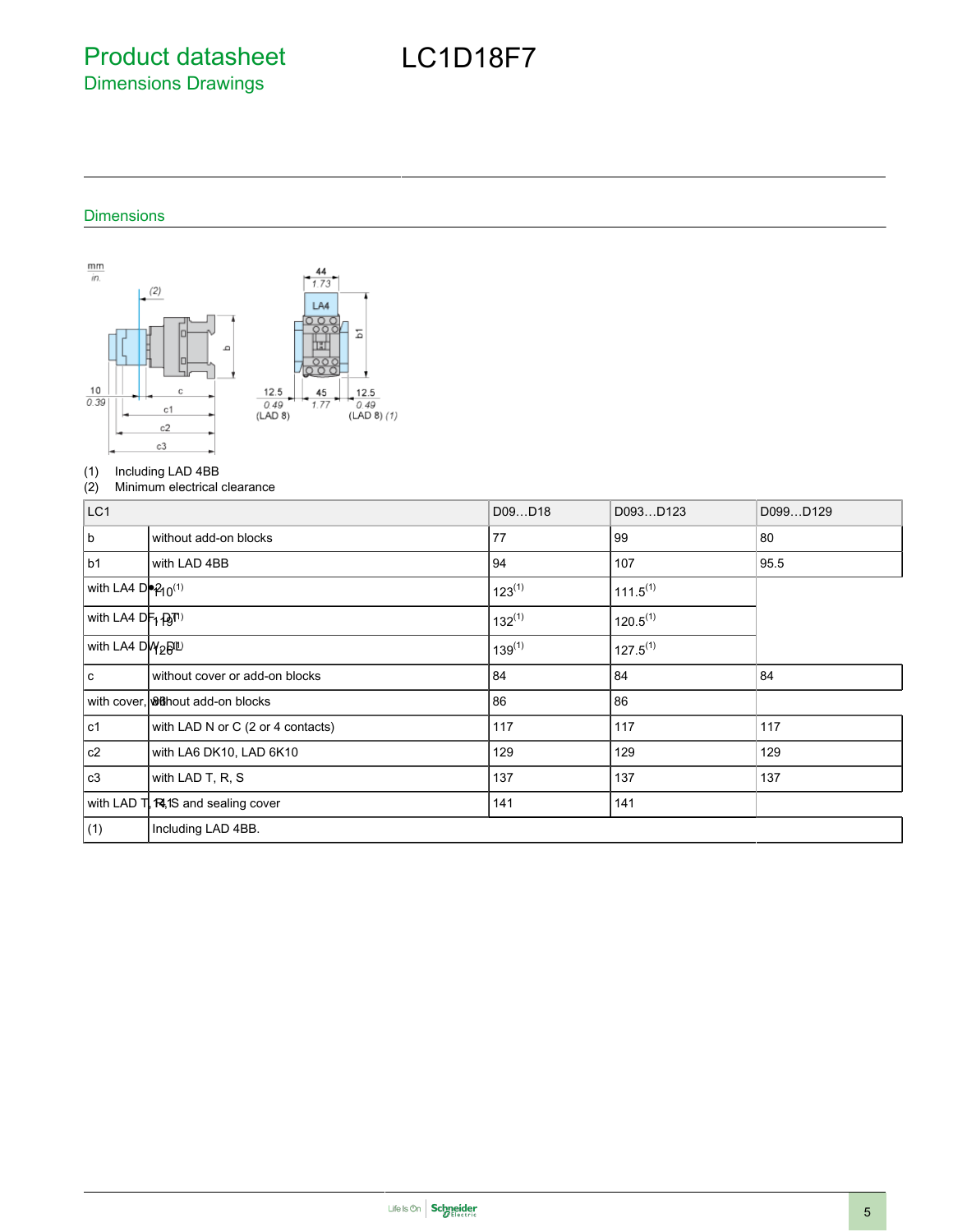# Product datasheet

## Dimensions Drawings

# LC1D18F7

### Dimensions

(1) Including LAD 4BB
(2) Minimum electrical clearance

| LC1 | | D09…D18 | D093…D123 | D099…D129 |
|---|---|---|---|---|
| b | without add-on blocks | 77 | 99 | 80 |
| b1 | with LAD 4BB | 94 | 107 | 95.5 |
| with LA4 D•2 | 110 (1) | 123 (1) | 111.5 (1) | |
| with LA4 DF, DT | 119 (1) | 132 (1) | 120.5 (1) | |
| with LA4 DW, DL | 126 (1) | 139 (1) | 127.5 (1) | |
| c | without cover or add-on blocks | 84 | 84 | 84 |
| with cover, without add-on blocks | 88 | 86 | 86 | |
| c1 | with LAD N or C (2 or 4 contacts) | 117 | 117 | 117 |
| c2 | with LA6 DK10, LAD 6K10 | 129 | 129 | 129 |
| c3 | with LAD T, R, S | 137 | 137 | 137 |
| with LAD T, R, S and sealing cover | 141 | 141 | 141 | |
| (1) | Including LAD 4BB. | | | |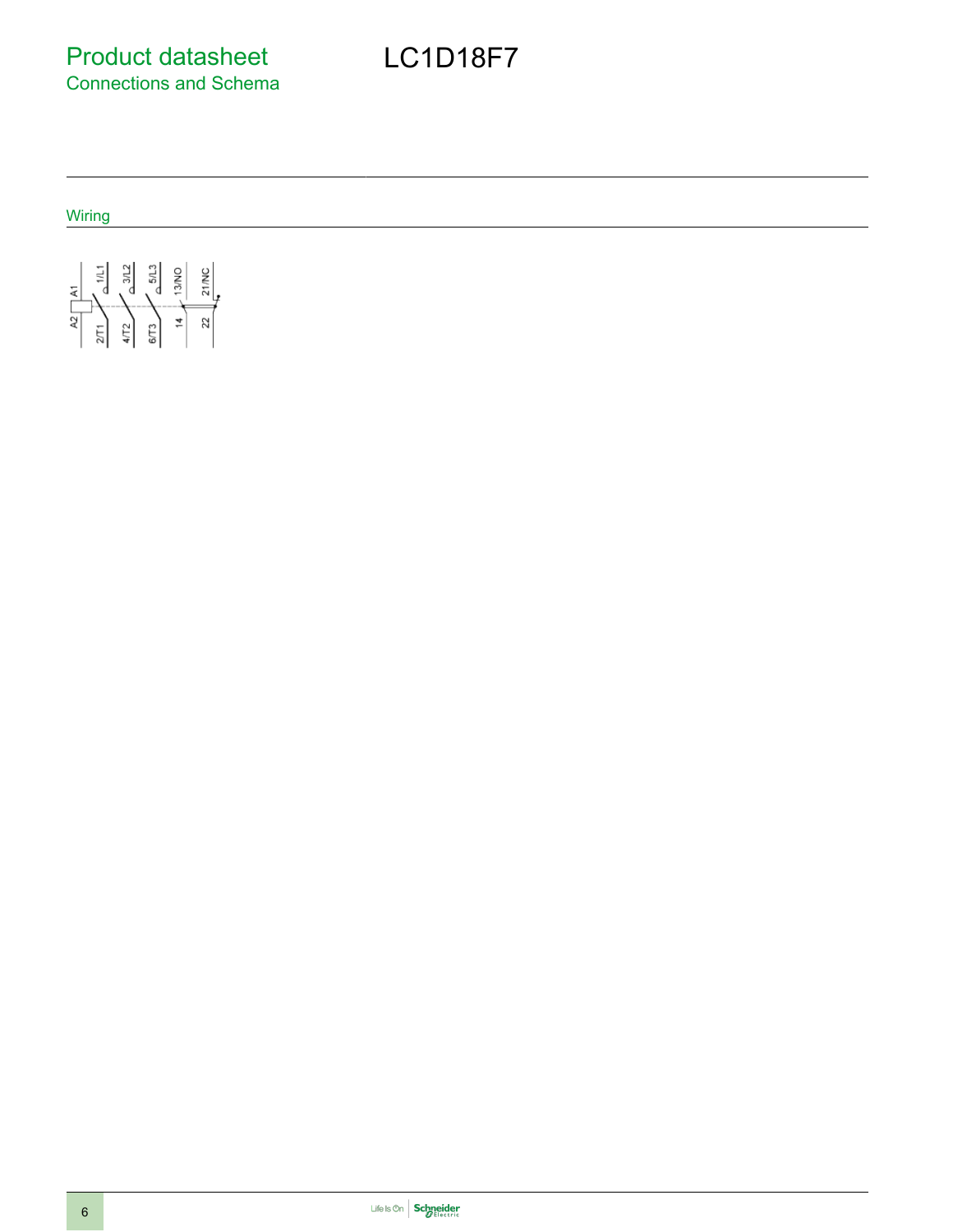# Product datasheet
## Connections and Schema

# LC1D18F7

### Wiring

A1 1/L1 3/L2 5/L3 13/NO 21/NC

A2 2/T1 4/T2 6/T3 14 22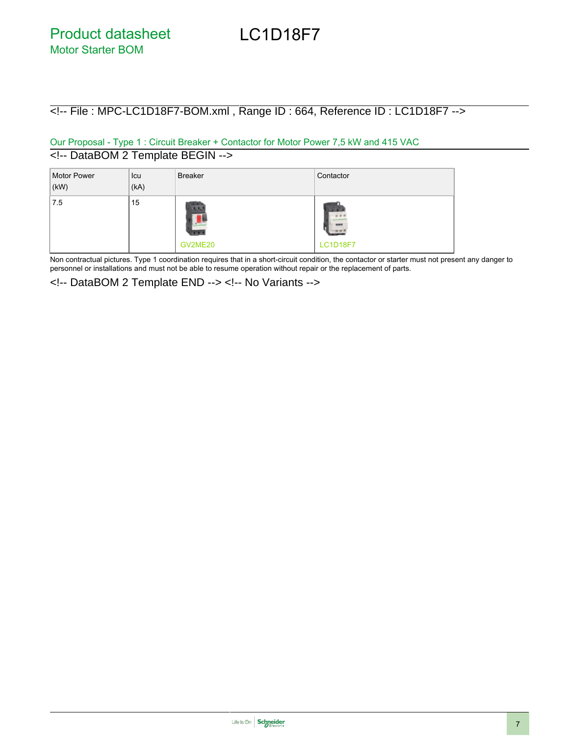# Product datasheet

## Motor Starter BOM

# LC1D18F7

<!-- File : MPC-LC1D18F7-BOM.xml , Range ID : 664, Reference ID : LC1D18F7 -->

### Our Proposal - Type 1 : Circuit Breaker + Contactor for Motor Power 7,5 kW and 415 VAC

<!-- DataBOM 2 Template BEGIN -->

| Motor Power (kW) | Icu (kA) | Breaker | Contactor |
|---|---|---|---|
| 7.5 | 15 | GV2ME20 | LC1D18F7 |

Non contractual pictures. Type 1 coordination requires that in a short-circuit condition, the contactor or starter must not present any danger to personnel or installations and must not be able to resume operation without repair or the replacement of parts.

<!-- DataBOM 2 Template END --> <!-- No Variants -->